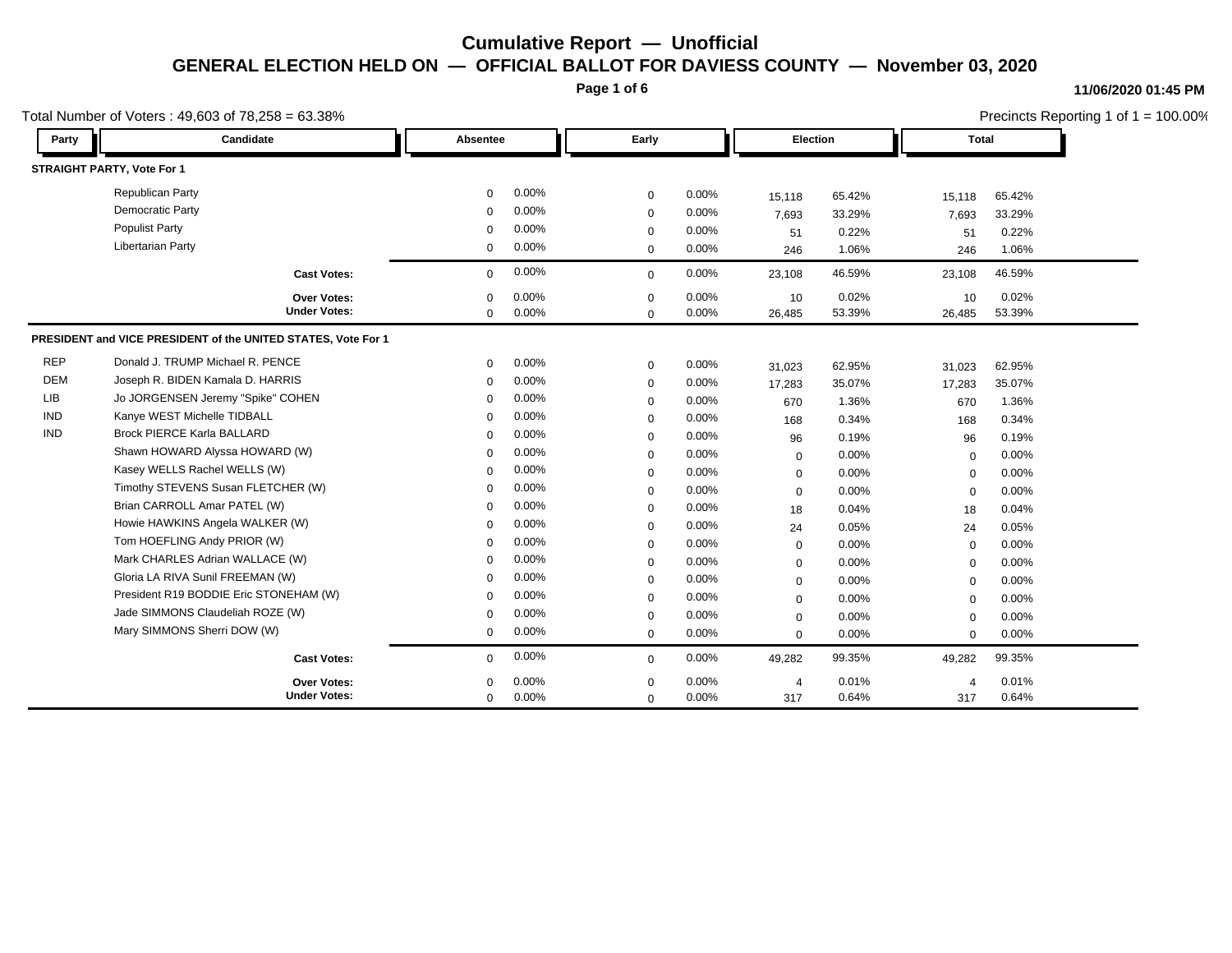# Cumulative Report — Unofficial

## GENERAL ELECTION HELD ON — OFFICIAL BALLOT FOR DAVIESS COUNTY — November 03, 2020

**11/06/2020 01:45 PM**

Total Number of Voters : 49,603 of 78,258 = 63.38%

Precincts Reporting 1 of 1 = 100.00%

| Party | Candidate | Absentee | | Early | | Election | | Total | |
|---|---|---|---|---|---|---|---|---|---|
| **STRAIGHT PARTY, Vote For 1** | | | | | | | | | |
| | Republican Party | 0 | 0.00% | 0 | 0.00% | 15,118 | 65.42% | 15,118 | 65.42% |
| | Democratic Party | 0 | 0.00% | 0 | 0.00% | 7,693 | 33.29% | 7,693 | 33.29% |
| | Populist Party | 0 | 0.00% | 0 | 0.00% | 51 | 0.22% | 51 | 0.22% |
| | Libertarian Party | 0 | 0.00% | 0 | 0.00% | 246 | 1.06% | 246 | 1.06% |
| | **Cast Votes:** | 0 | 0.00% | 0 | 0.00% | 23,108 | 46.59% | 23,108 | 46.59% |
| | **Over Votes:** | 0 | 0.00% | 0 | 0.00% | 10 | 0.02% | 10 | 0.02% |
| | **Under Votes:** | 0 | 0.00% | 0 | 0.00% | 26,485 | 53.39% | 26,485 | 53.39% |
| **PRESIDENT and VICE PRESIDENT of the UNITED STATES, Vote For 1** | | | | | | | | | |
| REP | Donald J. TRUMP Michael R. PENCE | 0 | 0.00% | 0 | 0.00% | 31,023 | 62.95% | 31,023 | 62.95% |
| DEM | Joseph R. BIDEN Kamala D. HARRIS | 0 | 0.00% | 0 | 0.00% | 17,283 | 35.07% | 17,283 | 35.07% |
| LIB | Jo JORGENSEN Jeremy "Spike" COHEN | 0 | 0.00% | 0 | 0.00% | 670 | 1.36% | 670 | 1.36% |
| IND | Kanye WEST Michelle TIDBALL | 0 | 0.00% | 0 | 0.00% | 168 | 0.34% | 168 | 0.34% |
| IND | Brock PIERCE Karla BALLARD | 0 | 0.00% | 0 | 0.00% | 96 | 0.19% | 96 | 0.19% |
| | Shawn HOWARD Alyssa HOWARD (W) | 0 | 0.00% | 0 | 0.00% | 0 | 0.00% | 0 | 0.00% |
| | Kasey WELLS Rachel WELLS (W) | 0 | 0.00% | 0 | 0.00% | 0 | 0.00% | 0 | 0.00% |
| | Timothy STEVENS Susan FLETCHER (W) | 0 | 0.00% | 0 | 0.00% | 0 | 0.00% | 0 | 0.00% |
| | Brian CARROLL Amar PATEL (W) | 0 | 0.00% | 0 | 0.00% | 18 | 0.04% | 18 | 0.04% |
| | Howie HAWKINS Angela WALKER (W) | 0 | 0.00% | 0 | 0.00% | 24 | 0.05% | 24 | 0.05% |
| | Tom HOEFLING Andy PRIOR (W) | 0 | 0.00% | 0 | 0.00% | 0 | 0.00% | 0 | 0.00% |
| | Mark CHARLES Adrian WALLACE (W) | 0 | 0.00% | 0 | 0.00% | 0 | 0.00% | 0 | 0.00% |
| | Gloria LA RIVA Sunil FREEMAN (W) | 0 | 0.00% | 0 | 0.00% | 0 | 0.00% | 0 | 0.00% |
| | President R19 BODDIE Eric STONEHAM (W) | 0 | 0.00% | 0 | 0.00% | 0 | 0.00% | 0 | 0.00% |
| | Jade SIMMONS Claudeliah ROZE (W) | 0 | 0.00% | 0 | 0.00% | 0 | 0.00% | 0 | 0.00% |
| | Mary SIMMONS Sherri DOW (W) | 0 | 0.00% | 0 | 0.00% | 0 | 0.00% | 0 | 0.00% |
| | **Cast Votes:** | 0 | 0.00% | 0 | 0.00% | 49,282 | 99.35% | 49,282 | 99.35% |
| | **Over Votes:** | 0 | 0.00% | 0 | 0.00% | 4 | 0.01% | 4 | 0.01% |
| | **Under Votes:** | 0 | 0.00% | 0 | 0.00% | 317 | 0.64% | 317 | 0.64% |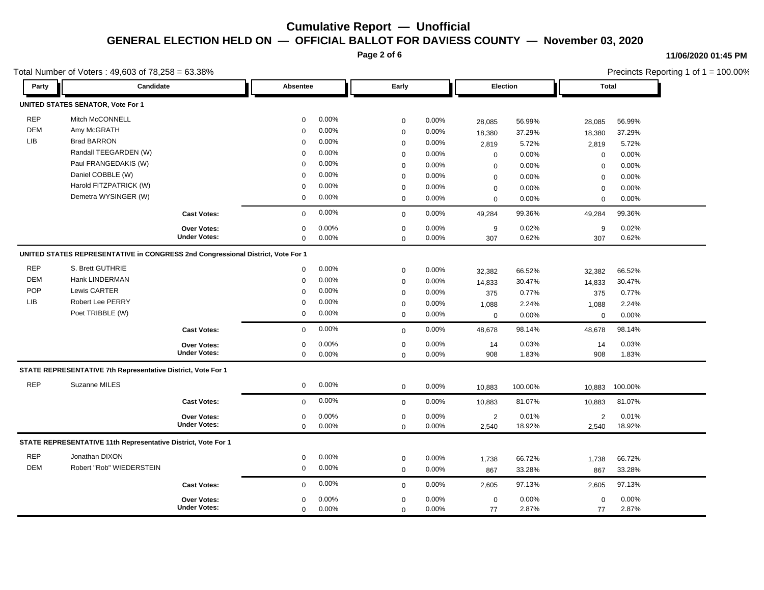# Cumulative Report — Unofficial

## GENERAL ELECTION HELD ON — OFFICIAL BALLOT FOR DAVIESS COUNTY — November 03, 2020

11/06/2020 01:45 PM

Total Number of Voters : 49,603 of 78,258 = 63.38%

Precincts Reporting 1 of 1 = 100.00%

| Party | Candidate | Absentee | | Early | | Election | | Total | |
|---|---|---|---|---|---|---|---|---|---|
| **UNITED STATES SENATOR, Vote For 1** | | | | | | | | | |
| REP | Mitch McCONNELL | 0 | 0.00% | 0 | 0.00% | 28,085 | 56.99% | 28,085 | 56.99% |
| DEM | Amy McGRATH | 0 | 0.00% | 0 | 0.00% | 18,380 | 37.29% | 18,380 | 37.29% |
| LIB | Brad BARRON | 0 | 0.00% | 0 | 0.00% | 2,819 | 5.72% | 2,819 | 5.72% |
| | Randall TEEGARDEN (W) | 0 | 0.00% | 0 | 0.00% | 0 | 0.00% | 0 | 0.00% |
| | Paul FRANGEDAKIS (W) | 0 | 0.00% | 0 | 0.00% | 0 | 0.00% | 0 | 0.00% |
| | Daniel COBBLE (W) | 0 | 0.00% | 0 | 0.00% | 0 | 0.00% | 0 | 0.00% |
| | Harold FITZPATRICK (W) | 0 | 0.00% | 0 | 0.00% | 0 | 0.00% | 0 | 0.00% |
| | Demetra WYSINGER (W) | 0 | 0.00% | 0 | 0.00% | 0 | 0.00% | 0 | 0.00% |
| | **Cast Votes:** | 0 | 0.00% | 0 | 0.00% | 49,284 | 99.36% | 49,284 | 99.36% |
| | **Over Votes:** | 0 | 0.00% | 0 | 0.00% | 9 | 0.02% | 9 | 0.02% |
| | **Under Votes:** | 0 | 0.00% | 0 | 0.00% | 307 | 0.62% | 307 | 0.62% |
| **UNITED STATES REPRESENTATIVE in CONGRESS 2nd Congressional District, Vote For 1** | | | | | | | | | |
| REP | S. Brett GUTHRIE | 0 | 0.00% | 0 | 0.00% | 32,382 | 66.52% | 32,382 | 66.52% |
| DEM | Hank LINDERMAN | 0 | 0.00% | 0 | 0.00% | 14,833 | 30.47% | 14,833 | 30.47% |
| POP | Lewis CARTER | 0 | 0.00% | 0 | 0.00% | 375 | 0.77% | 375 | 0.77% |
| LIB | Robert Lee PERRY | 0 | 0.00% | 0 | 0.00% | 1,088 | 2.24% | 1,088 | 2.24% |
| | Poet TRIBBLE (W) | 0 | 0.00% | 0 | 0.00% | 0 | 0.00% | 0 | 0.00% |
| | **Cast Votes:** | 0 | 0.00% | 0 | 0.00% | 48,678 | 98.14% | 48,678 | 98.14% |
| | **Over Votes:** | 0 | 0.00% | 0 | 0.00% | 14 | 0.03% | 14 | 0.03% |
| | **Under Votes:** | 0 | 0.00% | 0 | 0.00% | 908 | 1.83% | 908 | 1.83% |
| **STATE REPRESENTATIVE 7th Representative District, Vote For 1** | | | | | | | | | |
| REP | Suzanne MILES | 0 | 0.00% | 0 | 0.00% | 10,883 | 100.00% | 10,883 | 100.00% |
| | **Cast Votes:** | 0 | 0.00% | 0 | 0.00% | 10,883 | 81.07% | 10,883 | 81.07% |
| | **Over Votes:** | 0 | 0.00% | 0 | 0.00% | 2 | 0.01% | 2 | 0.01% |
| | **Under Votes:** | 0 | 0.00% | 0 | 0.00% | 2,540 | 18.92% | 2,540 | 18.92% |
| **STATE REPRESENTATIVE 11th Representative District, Vote For 1** | | | | | | | | | |
| REP | Jonathan DIXON | 0 | 0.00% | 0 | 0.00% | 1,738 | 66.72% | 1,738 | 66.72% |
| DEM | Robert "Rob" WIEDERSTEIN | 0 | 0.00% | 0 | 0.00% | 867 | 33.28% | 867 | 33.28% |
| | **Cast Votes:** | 0 | 0.00% | 0 | 0.00% | 2,605 | 97.13% | 2,605 | 97.13% |
| | **Over Votes:** | 0 | 0.00% | 0 | 0.00% | 0 | 0.00% | 0 | 0.00% |
| | **Under Votes:** | 0 | 0.00% | 0 | 0.00% | 77 | 2.87% | 77 | 2.87% |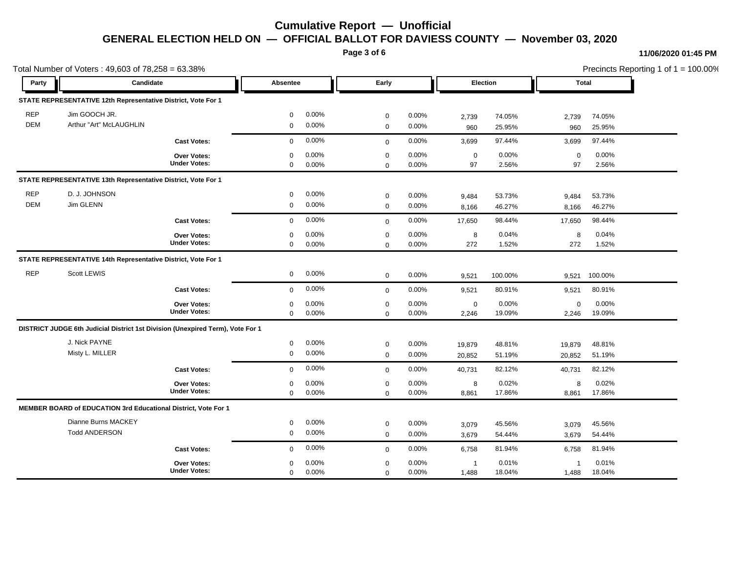# Cumulative Report — Unofficial

## GENERAL ELECTION HELD ON — OFFICIAL BALLOT FOR DAVIESS COUNTY — November 03, 2020

11/06/2020 01:45 PM

Total Number of Voters : 49,603 of 78,258 = 63.38%

Precincts Reporting 1 of 1 = 100.00%

| Party | Candidate | Absentee | | Early | | Election | | Total | |
|---|---|---|---|---|---|---|---|---|---|
| **STATE REPRESENTATIVE 12th Representative District, Vote For 1** | | | | | | | | | |
| REP | Jim GOOCH JR. | 0 | 0.00% | 0 | 0.00% | 2,739 | 74.05% | 2,739 | 74.05% |
| DEM | Arthur "Art" McLAUGHLIN | 0 | 0.00% | 0 | 0.00% | 960 | 25.95% | 960 | 25.95% |
| | **Cast Votes:** | 0 | 0.00% | 0 | 0.00% | 3,699 | 97.44% | 3,699 | 97.44% |
| | **Over Votes:** | 0 | 0.00% | 0 | 0.00% | 0 | 0.00% | 0 | 0.00% |
| | **Under Votes:** | 0 | 0.00% | 0 | 0.00% | 97 | 2.56% | 97 | 2.56% |
| **STATE REPRESENTATIVE 13th Representative District, Vote For 1** | | | | | | | | | |
| REP | D. J. JOHNSON | 0 | 0.00% | 0 | 0.00% | 9,484 | 53.73% | 9,484 | 53.73% |
| DEM | Jim GLENN | 0 | 0.00% | 0 | 0.00% | 8,166 | 46.27% | 8,166 | 46.27% |
| | **Cast Votes:** | 0 | 0.00% | 0 | 0.00% | 17,650 | 98.44% | 17,650 | 98.44% |
| | **Over Votes:** | 0 | 0.00% | 0 | 0.00% | 8 | 0.04% | 8 | 0.04% |
| | **Under Votes:** | 0 | 0.00% | 0 | 0.00% | 272 | 1.52% | 272 | 1.52% |
| **STATE REPRESENTATIVE 14th Representative District, Vote For 1** | | | | | | | | | |
| REP | Scott LEWIS | 0 | 0.00% | 0 | 0.00% | 9,521 | 100.00% | 9,521 | 100.00% |
| | **Cast Votes:** | 0 | 0.00% | 0 | 0.00% | 9,521 | 80.91% | 9,521 | 80.91% |
| | **Over Votes:** | 0 | 0.00% | 0 | 0.00% | 0 | 0.00% | 0 | 0.00% |
| | **Under Votes:** | 0 | 0.00% | 0 | 0.00% | 2,246 | 19.09% | 2,246 | 19.09% |
| **DISTRICT JUDGE 6th Judicial District 1st Division (Unexpired Term), Vote For 1** | | | | | | | | | |
| | J. Nick PAYNE | 0 | 0.00% | 0 | 0.00% | 19,879 | 48.81% | 19,879 | 48.81% |
| | Misty L. MILLER | 0 | 0.00% | 0 | 0.00% | 20,852 | 51.19% | 20,852 | 51.19% |
| | **Cast Votes:** | 0 | 0.00% | 0 | 0.00% | 40,731 | 82.12% | 40,731 | 82.12% |
| | **Over Votes:** | 0 | 0.00% | 0 | 0.00% | 8 | 0.02% | 8 | 0.02% |
| | **Under Votes:** | 0 | 0.00% | 0 | 0.00% | 8,861 | 17.86% | 8,861 | 17.86% |
| **MEMBER BOARD of EDUCATION 3rd Educational District, Vote For 1** | | | | | | | | | |
| | Dianne Burns MACKEY | 0 | 0.00% | 0 | 0.00% | 3,079 | 45.56% | 3,079 | 45.56% |
| | Todd ANDERSON | 0 | 0.00% | 0 | 0.00% | 3,679 | 54.44% | 3,679 | 54.44% |
| | **Cast Votes:** | 0 | 0.00% | 0 | 0.00% | 6,758 | 81.94% | 6,758 | 81.94% |
| | **Over Votes:** | 0 | 0.00% | 0 | 0.00% | 1 | 0.01% | 1 | 0.01% |
| | **Under Votes:** | 0 | 0.00% | 0 | 0.00% | 1,488 | 18.04% | 1,488 | 18.04% |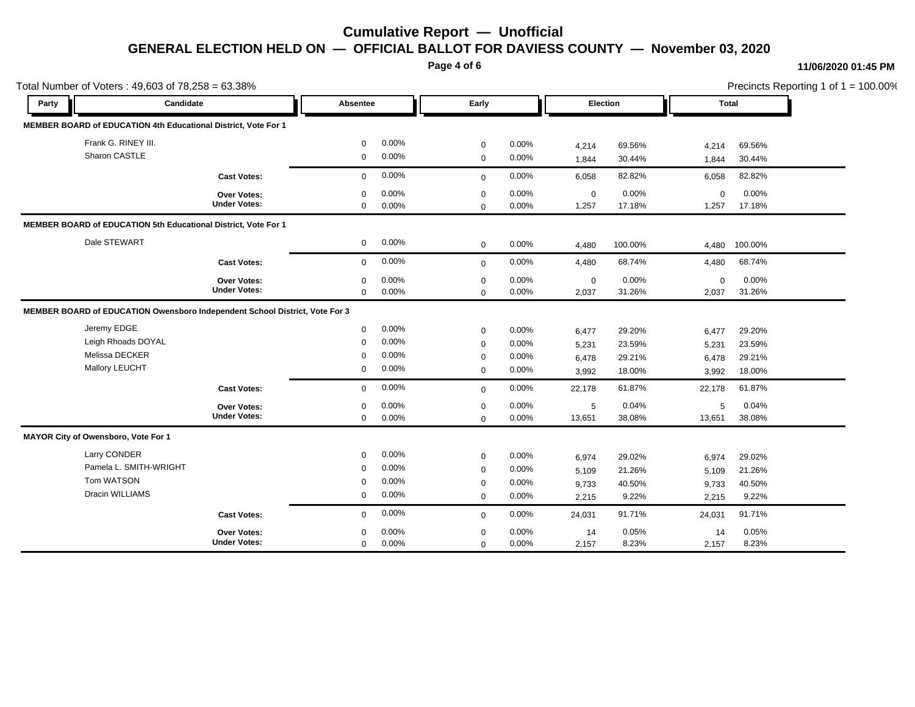# Cumulative Report — Unofficial

## GENERAL ELECTION HELD ON — OFFICIAL BALLOT FOR DAVIESS COUNTY — November 03, 2020

11/06/2020 01:45 PM

Total Number of Voters : 49,603 of 78,258 = 63.38%

Precincts Reporting 1 of 1 = 100.00%

| Party | Candidate | Absentee | | Early | | Election | | Total | |
|---|---|---|---|---|---|---|---|---|---|
| **MEMBER BOARD of EDUCATION 4th Educational District, Vote For 1** | | | | | | | | | |
| | Frank G. RINEY III. | 0 | 0.00% | 0 | 0.00% | 4,214 | 69.56% | 4,214 | 69.56% |
| | Sharon CASTLE | 0 | 0.00% | 0 | 0.00% | 1,844 | 30.44% | 1,844 | 30.44% |
| | **Cast Votes:** | 0 | 0.00% | 0 | 0.00% | 6,058 | 82.82% | 6,058 | 82.82% |
| | **Over Votes:** | 0 | 0.00% | 0 | 0.00% | 0 | 0.00% | 0 | 0.00% |
| | **Under Votes:** | 0 | 0.00% | 0 | 0.00% | 1,257 | 17.18% | 1,257 | 17.18% |
| **MEMBER BOARD of EDUCATION 5th Educational District, Vote For 1** | | | | | | | | | |
| | Dale STEWART | 0 | 0.00% | 0 | 0.00% | 4,480 | 100.00% | 4,480 | 100.00% |
| | **Cast Votes:** | 0 | 0.00% | 0 | 0.00% | 4,480 | 68.74% | 4,480 | 68.74% |
| | **Over Votes:** | 0 | 0.00% | 0 | 0.00% | 0 | 0.00% | 0 | 0.00% |
| | **Under Votes:** | 0 | 0.00% | 0 | 0.00% | 2,037 | 31.26% | 2,037 | 31.26% |
| **MEMBER BOARD of EDUCATION Owensboro Independent School District, Vote For 3** | | | | | | | | | |
| | Jeremy EDGE | 0 | 0.00% | 0 | 0.00% | 6,477 | 29.20% | 6,477 | 29.20% |
| | Leigh Rhoads DOYAL | 0 | 0.00% | 0 | 0.00% | 5,231 | 23.59% | 5,231 | 23.59% |
| | Melissa DECKER | 0 | 0.00% | 0 | 0.00% | 6,478 | 29.21% | 6,478 | 29.21% |
| | Mallory LEUCHT | 0 | 0.00% | 0 | 0.00% | 3,992 | 18.00% | 3,992 | 18.00% |
| | **Cast Votes:** | 0 | 0.00% | 0 | 0.00% | 22,178 | 61.87% | 22,178 | 61.87% |
| | **Over Votes:** | 0 | 0.00% | 0 | 0.00% | 5 | 0.04% | 5 | 0.04% |
| | **Under Votes:** | 0 | 0.00% | 0 | 0.00% | 13,651 | 38.08% | 13,651 | 38.08% |
| **MAYOR City of Owensboro, Vote For 1** | | | | | | | | | |
| | Larry CONDER | 0 | 0.00% | 0 | 0.00% | 6,974 | 29.02% | 6,974 | 29.02% |
| | Pamela L. SMITH-WRIGHT | 0 | 0.00% | 0 | 0.00% | 5,109 | 21.26% | 5,109 | 21.26% |
| | Tom WATSON | 0 | 0.00% | 0 | 0.00% | 9,733 | 40.50% | 9,733 | 40.50% |
| | Dracin WILLIAMS | 0 | 0.00% | 0 | 0.00% | 2,215 | 9.22% | 2,215 | 9.22% |
| | **Cast Votes:** | 0 | 0.00% | 0 | 0.00% | 24,031 | 91.71% | 24,031 | 91.71% |
| | **Over Votes:** | 0 | 0.00% | 0 | 0.00% | 14 | 0.05% | 14 | 0.05% |
| | **Under Votes:** | 0 | 0.00% | 0 | 0.00% | 2,157 | 8.23% | 2,157 | 8.23% |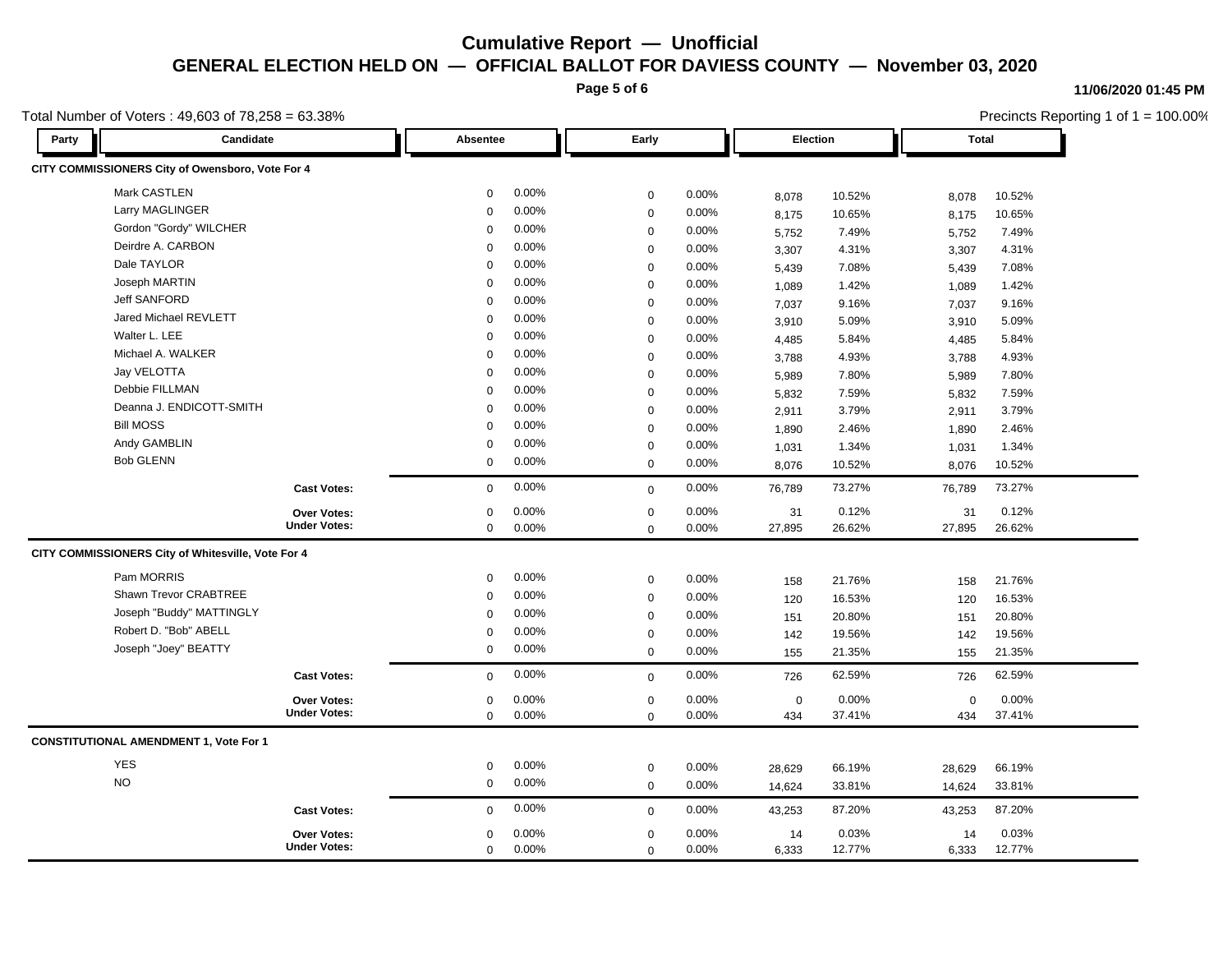# Cumulative Report — Unofficial

## GENERAL ELECTION HELD ON — OFFICIAL BALLOT FOR DAVIESS COUNTY — November 03, 2020

11/06/2020 01:45 PM

Total Number of Voters : 49,603 of 78,258 = 63.38%

Precincts Reporting 1 of 1 = 100.00%

| Party | Candidate | Absentee | | Early | | Election | | Total | |
|---|---|---|---|---|---|---|---|---|---|
| **CITY COMMISSIONERS City of Owensboro, Vote For 4** | | | | | | | | | |
| | Mark CASTLEN | 0 | 0.00% | 0 | 0.00% | 8,078 | 10.52% | 8,078 | 10.52% |
| | Larry MAGLINGER | 0 | 0.00% | 0 | 0.00% | 8,175 | 10.65% | 8,175 | 10.65% |
| | Gordon "Gordy" WILCHER | 0 | 0.00% | 0 | 0.00% | 5,752 | 7.49% | 5,752 | 7.49% |
| | Deirdre A. CARBON | 0 | 0.00% | 0 | 0.00% | 3,307 | 4.31% | 3,307 | 4.31% |
| | Dale TAYLOR | 0 | 0.00% | 0 | 0.00% | 5,439 | 7.08% | 5,439 | 7.08% |
| | Joseph MARTIN | 0 | 0.00% | 0 | 0.00% | 1,089 | 1.42% | 1,089 | 1.42% |
| | Jeff SANFORD | 0 | 0.00% | 0 | 0.00% | 7,037 | 9.16% | 7,037 | 9.16% |
| | Jared Michael REVLETT | 0 | 0.00% | 0 | 0.00% | 3,910 | 5.09% | 3,910 | 5.09% |
| | Walter L. LEE | 0 | 0.00% | 0 | 0.00% | 4,485 | 5.84% | 4,485 | 5.84% |
| | Michael A. WALKER | 0 | 0.00% | 0 | 0.00% | 3,788 | 4.93% | 3,788 | 4.93% |
| | Jay VELOTTA | 0 | 0.00% | 0 | 0.00% | 5,989 | 7.80% | 5,989 | 7.80% |
| | Debbie FILLMAN | 0 | 0.00% | 0 | 0.00% | 5,832 | 7.59% | 5,832 | 7.59% |
| | Deanna J. ENDICOTT-SMITH | 0 | 0.00% | 0 | 0.00% | 2,911 | 3.79% | 2,911 | 3.79% |
| | Bill MOSS | 0 | 0.00% | 0 | 0.00% | 1,890 | 2.46% | 1,890 | 2.46% |
| | Andy GAMBLIN | 0 | 0.00% | 0 | 0.00% | 1,031 | 1.34% | 1,031 | 1.34% |
| | Bob GLENN | 0 | 0.00% | 0 | 0.00% | 8,076 | 10.52% | 8,076 | 10.52% |
| | **Cast Votes:** | 0 | 0.00% | 0 | 0.00% | 76,789 | 73.27% | 76,789 | 73.27% |
| | **Over Votes:** | 0 | 0.00% | 0 | 0.00% | 31 | 0.12% | 31 | 0.12% |
| | **Under Votes:** | 0 | 0.00% | 0 | 0.00% | 27,895 | 26.62% | 27,895 | 26.62% |
| **CITY COMMISSIONERS City of Whitesville, Vote For 4** | | | | | | | | | |
| | Pam MORRIS | 0 | 0.00% | 0 | 0.00% | 158 | 21.76% | 158 | 21.76% |
| | Shawn Trevor CRABTREE | 0 | 0.00% | 0 | 0.00% | 120 | 16.53% | 120 | 16.53% |
| | Joseph "Buddy" MATTINGLY | 0 | 0.00% | 0 | 0.00% | 151 | 20.80% | 151 | 20.80% |
| | Robert D. "Bob" ABELL | 0 | 0.00% | 0 | 0.00% | 142 | 19.56% | 142 | 19.56% |
| | Joseph "Joey" BEATTY | 0 | 0.00% | 0 | 0.00% | 155 | 21.35% | 155 | 21.35% |
| | **Cast Votes:** | 0 | 0.00% | 0 | 0.00% | 726 | 62.59% | 726 | 62.59% |
| | **Over Votes:** | 0 | 0.00% | 0 | 0.00% | 0 | 0.00% | 0 | 0.00% |
| | **Under Votes:** | 0 | 0.00% | 0 | 0.00% | 434 | 37.41% | 434 | 37.41% |
| **CONSTITUTIONAL AMENDMENT 1, Vote For 1** | | | | | | | | | |
| | YES | 0 | 0.00% | 0 | 0.00% | 28,629 | 66.19% | 28,629 | 66.19% |
| | NO | 0 | 0.00% | 0 | 0.00% | 14,624 | 33.81% | 14,624 | 33.81% |
| | **Cast Votes:** | 0 | 0.00% | 0 | 0.00% | 43,253 | 87.20% | 43,253 | 87.20% |
| | **Over Votes:** | 0 | 0.00% | 0 | 0.00% | 14 | 0.03% | 14 | 0.03% |
| | **Under Votes:** | 0 | 0.00% | 0 | 0.00% | 6,333 | 12.77% | 6,333 | 12.77% |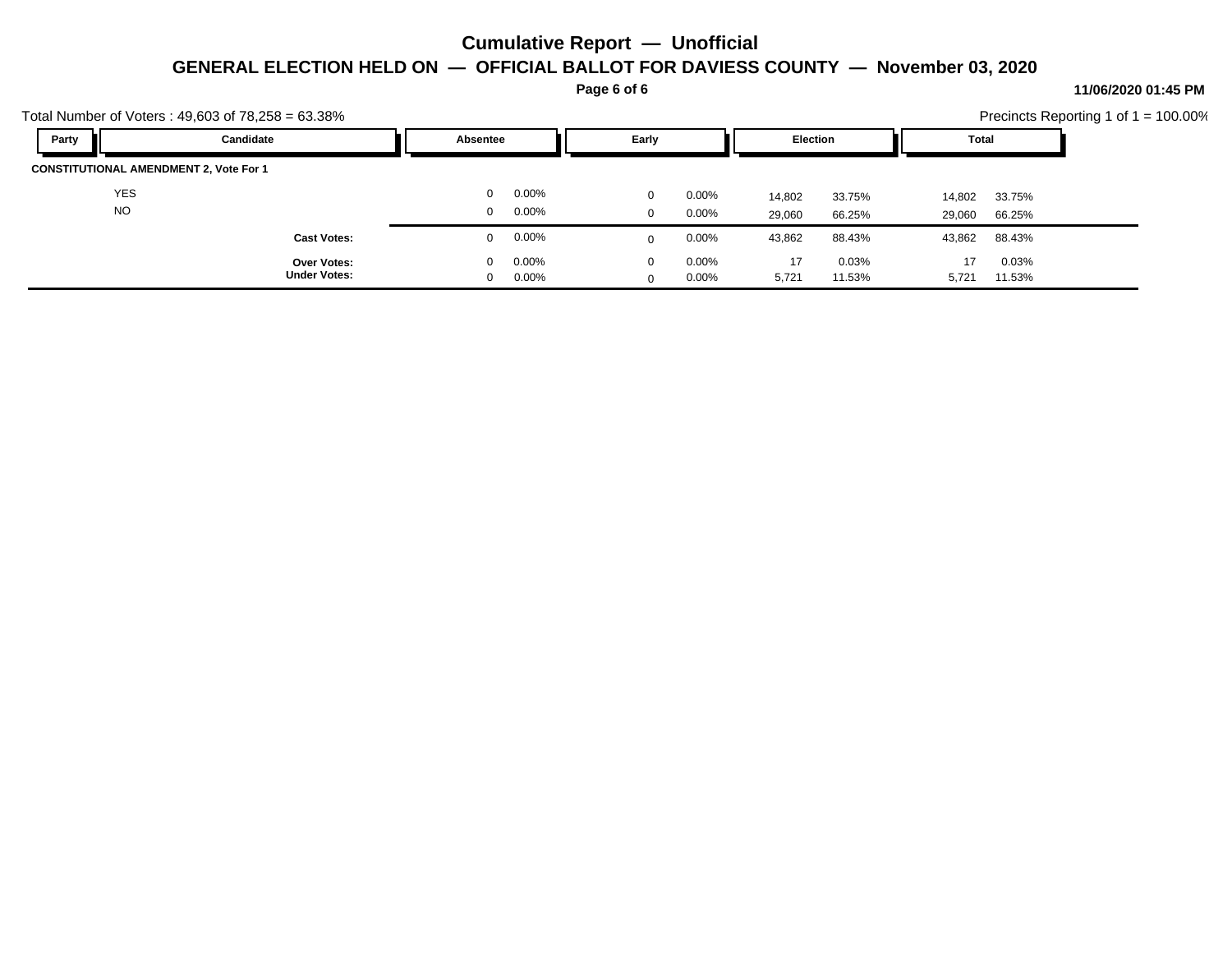# Cumulative Report — Unofficial

## GENERAL ELECTION HELD ON — OFFICIAL BALLOT FOR DAVIESS COUNTY — November 03, 2020

11/06/2020 01:45 PM

Total Number of Voters : 49,603 of 78,258 = 63.38%

Precincts Reporting 1 of 1 = 100.00%

| Party | Candidate | Absentee | | Early | | Election | | Total | |
|---|---|---|---|---|---|---|---|---|---|
| **CONSTITUTIONAL AMENDMENT 2, Vote For 1** | | | | | | | | | |
| | YES | 0 | 0.00% | 0 | 0.00% | 14,802 | 33.75% | 14,802 | 33.75% |
| | NO | 0 | 0.00% | 0 | 0.00% | 29,060 | 66.25% | 29,060 | 66.25% |
| | **Cast Votes:** | 0 | 0.00% | 0 | 0.00% | 43,862 | 88.43% | 43,862 | 88.43% |
| | **Over Votes:** | 0 | 0.00% | 0 | 0.00% | 17 | 0.03% | 17 | 0.03% |
| | **Under Votes:** | 0 | 0.00% | 0 | 0.00% | 5,721 | 11.53% | 5,721 | 11.53% |